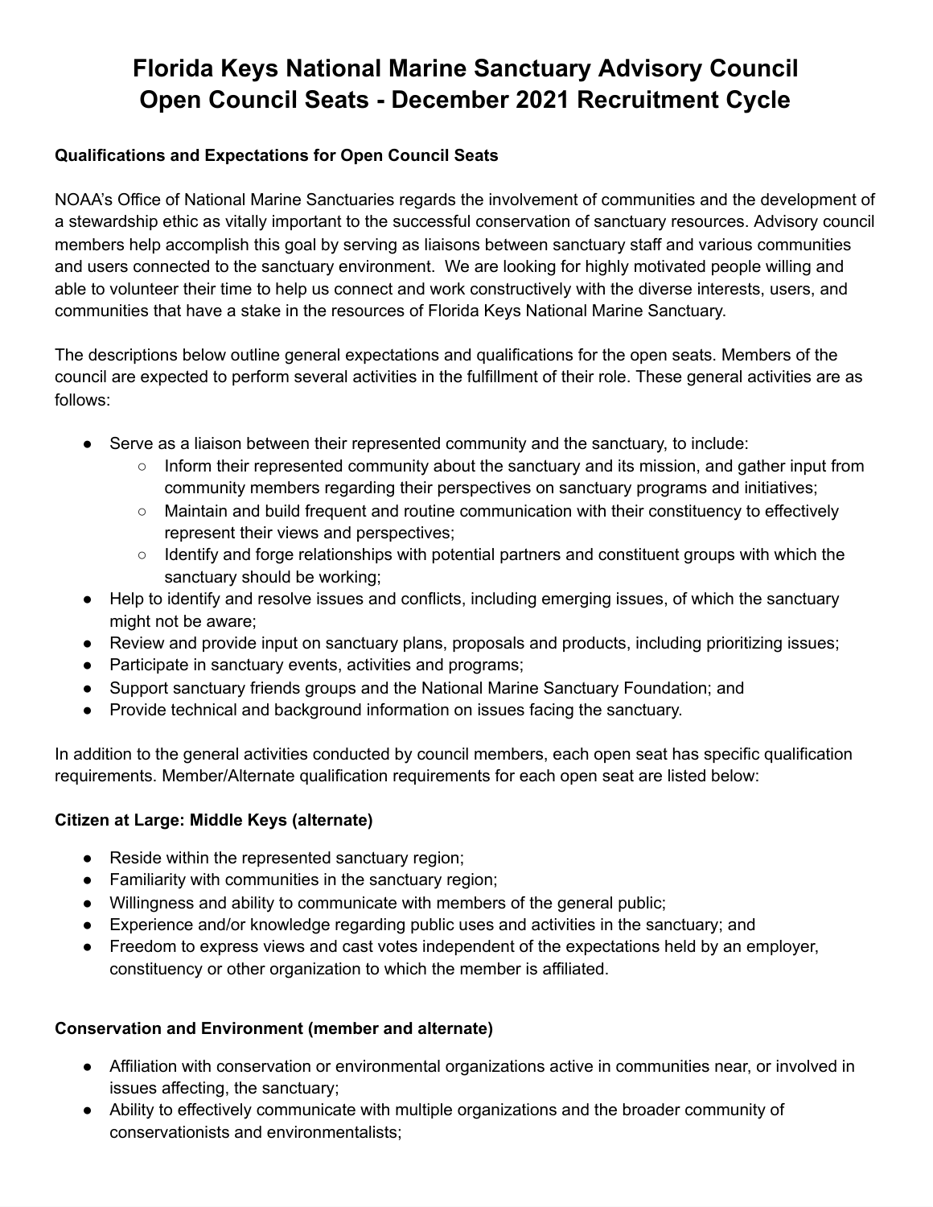# Florida Keys National Marine Sanctuary Advisory Council
# Open Council Seats - December 2021 Recruitment Cycle

**Qualifications and Expectations for Open Council Seats**

NOAA's Office of National Marine Sanctuaries regards the involvement of communities and the development of a stewardship ethic as vitally important to the successful conservation of sanctuary resources. Advisory council members help accomplish this goal by serving as liaisons between sanctuary staff and various communities and users connected to the sanctuary environment. We are looking for highly motivated people willing and able to volunteer their time to help us connect and work constructively with the diverse interests, users, and communities that have a stake in the resources of Florida Keys National Marine Sanctuary.

The descriptions below outline general expectations and qualifications for the open seats. Members of the council are expected to perform several activities in the fulfillment of their role. These general activities are as follows:

- Serve as a liaison between their represented community and the sanctuary, to include:
  - Inform their represented community about the sanctuary and its mission, and gather input from community members regarding their perspectives on sanctuary programs and initiatives;
  - Maintain and build frequent and routine communication with their constituency to effectively represent their views and perspectives;
  - Identify and forge relationships with potential partners and constituent groups with which the sanctuary should be working;
- Help to identify and resolve issues and conflicts, including emerging issues, of which the sanctuary might not be aware;
- Review and provide input on sanctuary plans, proposals and products, including prioritizing issues;
- Participate in sanctuary events, activities and programs;
- Support sanctuary friends groups and the National Marine Sanctuary Foundation; and
- Provide technical and background information on issues facing the sanctuary.

In addition to the general activities conducted by council members, each open seat has specific qualification requirements. Member/Alternate qualification requirements for each open seat are listed below:

**Citizen at Large: Middle Keys (alternate)**

- Reside within the represented sanctuary region;
- Familiarity with communities in the sanctuary region;
- Willingness and ability to communicate with members of the general public;
- Experience and/or knowledge regarding public uses and activities in the sanctuary; and
- Freedom to express views and cast votes independent of the expectations held by an employer, constituency or other organization to which the member is affiliated.

**Conservation and Environment (member and alternate)**

- Affiliation with conservation or environmental organizations active in communities near, or involved in issues affecting, the sanctuary;
- Ability to effectively communicate with multiple organizations and the broader community of conservationists and environmentalists;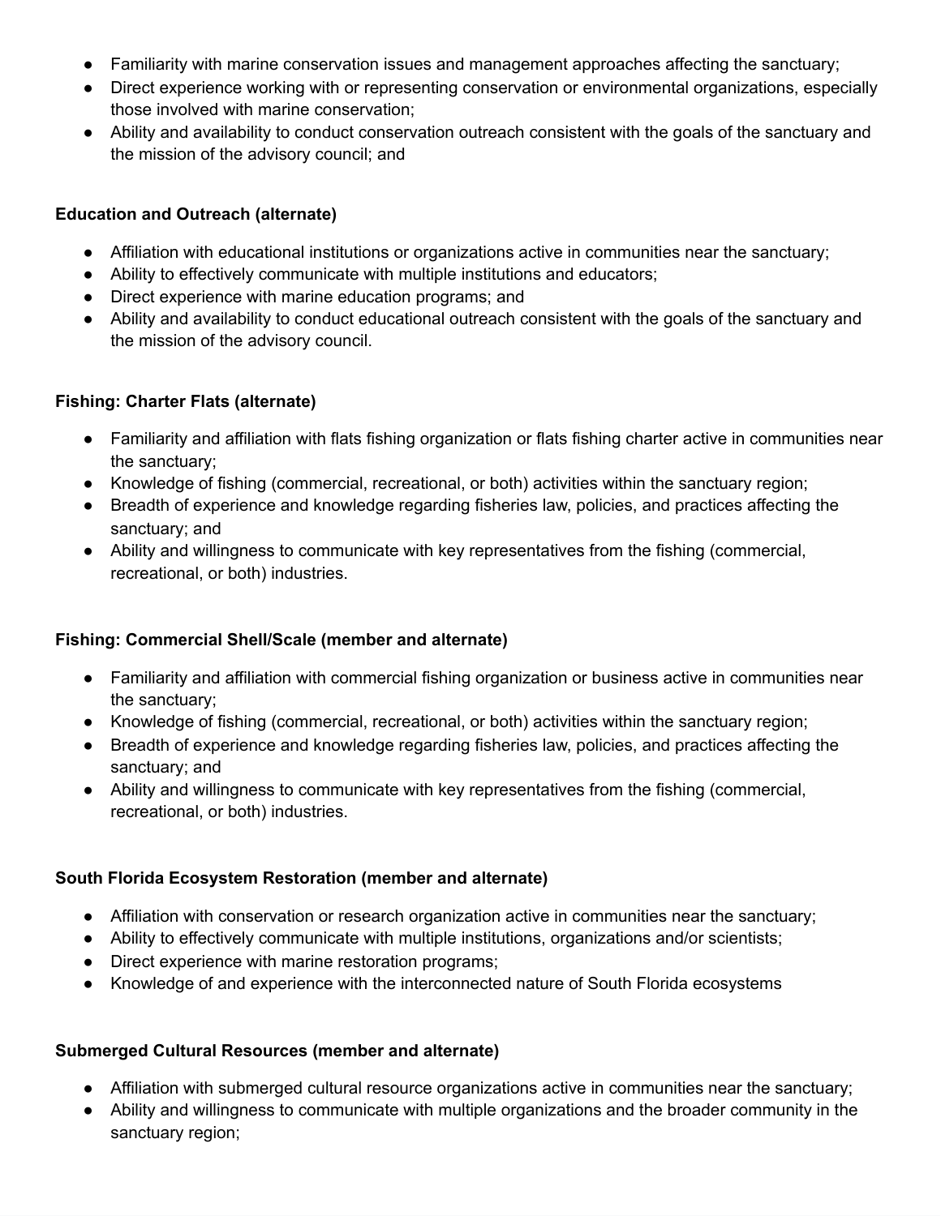- Familiarity with marine conservation issues and management approaches affecting the sanctuary;
- Direct experience working with or representing conservation or environmental organizations, especially those involved with marine conservation;
- Ability and availability to conduct conservation outreach consistent with the goals of the sanctuary and the mission of the advisory council; and

**Education and Outreach (alternate)**

- Affiliation with educational institutions or organizations active in communities near the sanctuary;
- Ability to effectively communicate with multiple institutions and educators;
- Direct experience with marine education programs; and
- Ability and availability to conduct educational outreach consistent with the goals of the sanctuary and the mission of the advisory council.

**Fishing: Charter Flats (alternate)**

- Familiarity and affiliation with flats fishing organization or flats fishing charter active in communities near the sanctuary;
- Knowledge of fishing (commercial, recreational, or both) activities within the sanctuary region;
- Breadth of experience and knowledge regarding fisheries law, policies, and practices affecting the sanctuary; and
- Ability and willingness to communicate with key representatives from the fishing (commercial, recreational, or both) industries.

**Fishing: Commercial Shell/Scale (member and alternate)**

- Familiarity and affiliation with commercial fishing organization or business active in communities near the sanctuary;
- Knowledge of fishing (commercial, recreational, or both) activities within the sanctuary region;
- Breadth of experience and knowledge regarding fisheries law, policies, and practices affecting the sanctuary; and
- Ability and willingness to communicate with key representatives from the fishing (commercial, recreational, or both) industries.

**South Florida Ecosystem Restoration (member and alternate)**

- Affiliation with conservation or research organization active in communities near the sanctuary;
- Ability to effectively communicate with multiple institutions, organizations and/or scientists;
- Direct experience with marine restoration programs;
- Knowledge of and experience with the interconnected nature of South Florida ecosystems

**Submerged Cultural Resources (member and alternate)**

- Affiliation with submerged cultural resource organizations active in communities near the sanctuary;
- Ability and willingness to communicate with multiple organizations and the broader community in the sanctuary region;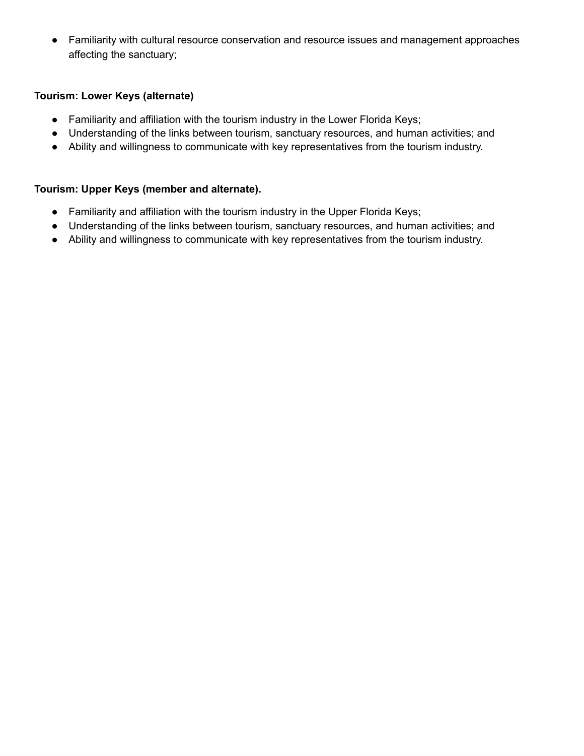- Familiarity with cultural resource conservation and resource issues and management approaches affecting the sanctuary;

**Tourism: Lower Keys (alternate)**

- Familiarity and affiliation with the tourism industry in the Lower Florida Keys;
- Understanding of the links between tourism, sanctuary resources, and human activities; and
- Ability and willingness to communicate with key representatives from the tourism industry.

**Tourism: Upper Keys (member and alternate).**

- Familiarity and affiliation with the tourism industry in the Upper Florida Keys;
- Understanding of the links between tourism, sanctuary resources, and human activities; and
- Ability and willingness to communicate with key representatives from the tourism industry.